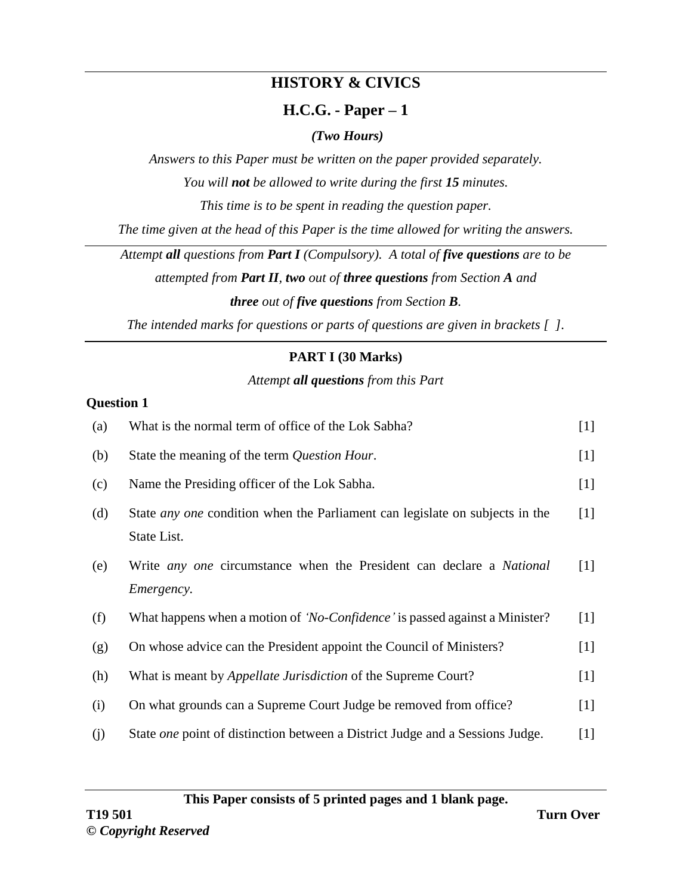# HISTORY & CIVICS

## H.C.G. - Paper – 1

***(Two Hours)***

*Answers to this Paper must be written on the paper provided separately.*

*You will **not** be allowed to write during the first **15** minutes.*

*This time is to be spent in reading the question paper.*

*The time given at the head of this Paper is the time allowed for writing the answers.*

---

*Attempt **all** questions from **Part I** (Compulsory). A total of **five questions** are to be attempted from **Part II**, **two** out of **three questions** from Section **A** and **three** out of **five questions** from Section **B**.*

*The intended marks for questions or parts of questions are given in brackets [ ].*

---

### PART I (30 Marks)

*Attempt **all questions** from this Part*

**Question 1**

(a) What is the normal term of office of the Lok Sabha? [1]

(b) State the meaning of the term *Question Hour*. [1]

(c) Name the Presiding officer of the Lok Sabha. [1]

(d) State *any one* condition when the Parliament can legislate on subjects in the State List. [1]

(e) Write *any one* circumstance when the President can declare a *National Emergency.* [1]

(f) What happens when a motion of *'No-Confidence'* is passed against a Minister? [1]

(g) On whose advice can the President appoint the Council of Ministers? [1]

(h) What is meant by *Appellate Jurisdiction* of the Supreme Court? [1]

(i) On what grounds can a Supreme Court Judge be removed from office? [1]

(j) State *one* point of distinction between a District Judge and a Sessions Judge. [1]

**This Paper consists of 5 printed pages and 1 blank page.**

**T19 501**

**© *Copyright Reserved***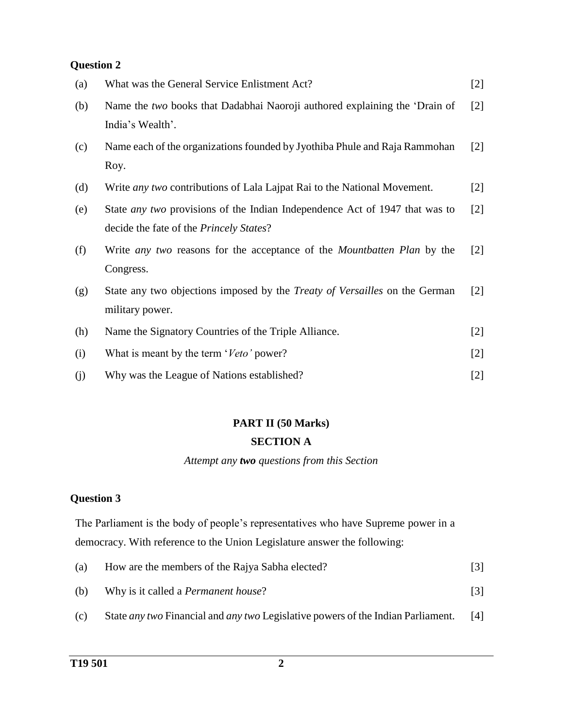**Question 2**

(a) What was the General Service Enlistment Act? [2]

(b) Name the *two* books that Dadabhai Naoroji authored explaining the 'Drain of India's Wealth'. [2]

(c) Name each of the organizations founded by Jyothiba Phule and Raja Rammohan Roy. [2]

(d) Write *any two* contributions of Lala Lajpat Rai to the National Movement. [2]

(e) State *any two* provisions of the Indian Independence Act of 1947 that was to decide the fate of the *Princely States*? [2]

(f) Write *any two* reasons for the acceptance of the *Mountbatten Plan* by the Congress. [2]

(g) State any two objections imposed by the *Treaty of Versailles* on the German military power. [2]

(h) Name the Signatory Countries of the Triple Alliance. [2]

(i) What is meant by the term '*Veto'* power? [2]

(j) Why was the League of Nations established? [2]

## PART II (50 Marks)

### SECTION A

*Attempt any* ***two*** *questions from this Section*

**Question 3**

The Parliament is the body of people's representatives who have Supreme power in a democracy. With reference to the Union Legislature answer the following:

(a) How are the members of the Rajya Sabha elected? [3]

(b) Why is it called a *Permanent house*? [3]

(c) State *any two* Financial and *any two* Legislative powers of the Indian Parliament. [4]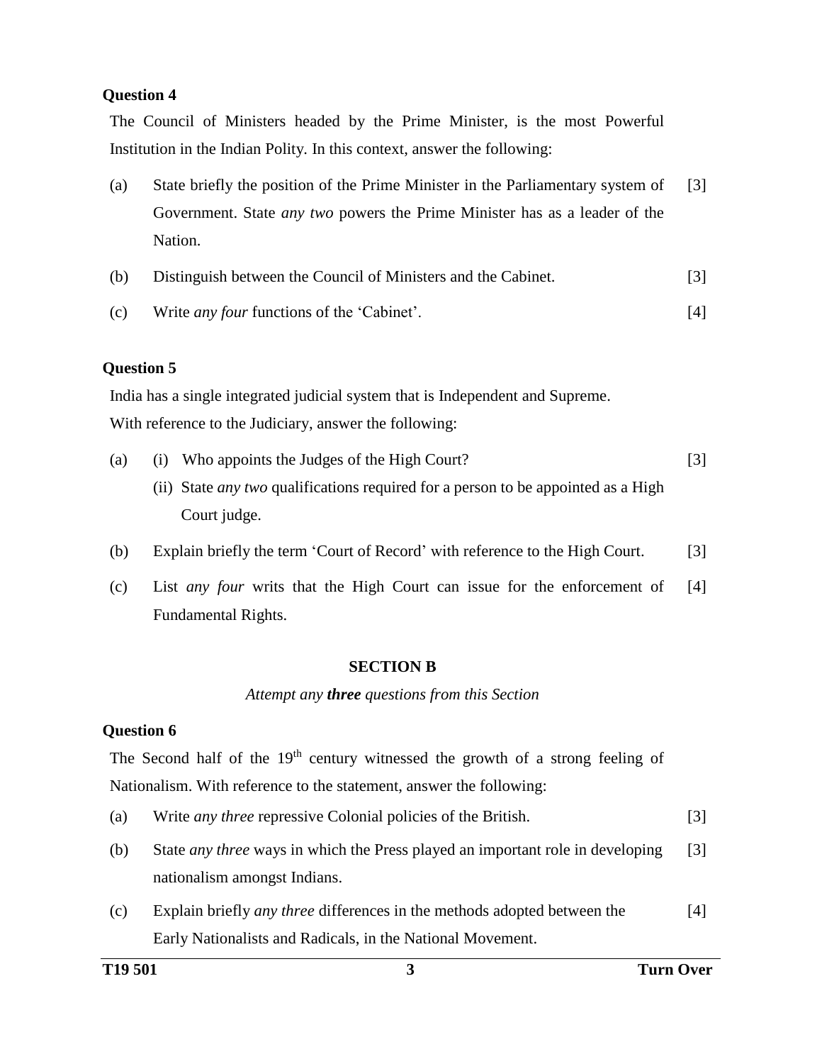**Question 4**

The Council of Ministers headed by the Prime Minister, is the most Powerful Institution in the Indian Polity. In this context, answer the following:

(a) State briefly the position of the Prime Minister in the Parliamentary system of Government. State *any two* powers the Prime Minister has as a leader of the Nation. [3]

(b) Distinguish between the Council of Ministers and the Cabinet. [3]

(c) Write *any four* functions of the 'Cabinet'. [4]

**Question 5**

India has a single integrated judicial system that is Independent and Supreme.
With reference to the Judiciary, answer the following:

(a) (i) Who appoints the Judges of the High Court? [3]
(ii) State *any two* qualifications required for a person to be appointed as a High Court judge.

(b) Explain briefly the term 'Court of Record' with reference to the High Court. [3]

(c) List *any four* writs that the High Court can issue for the enforcement of Fundamental Rights. [4]

**SECTION B**

*Attempt any* ***three*** *questions from this Section*

**Question 6**

The Second half of the 19th century witnessed the growth of a strong feeling of Nationalism. With reference to the statement, answer the following:

(a) Write *any three* repressive Colonial policies of the British. [3]

(b) State *any three* ways in which the Press played an important role in developing nationalism amongst Indians. [3]

(c) Explain briefly *any three* differences in the methods adopted between the Early Nationalists and Radicals, in the National Movement. [4]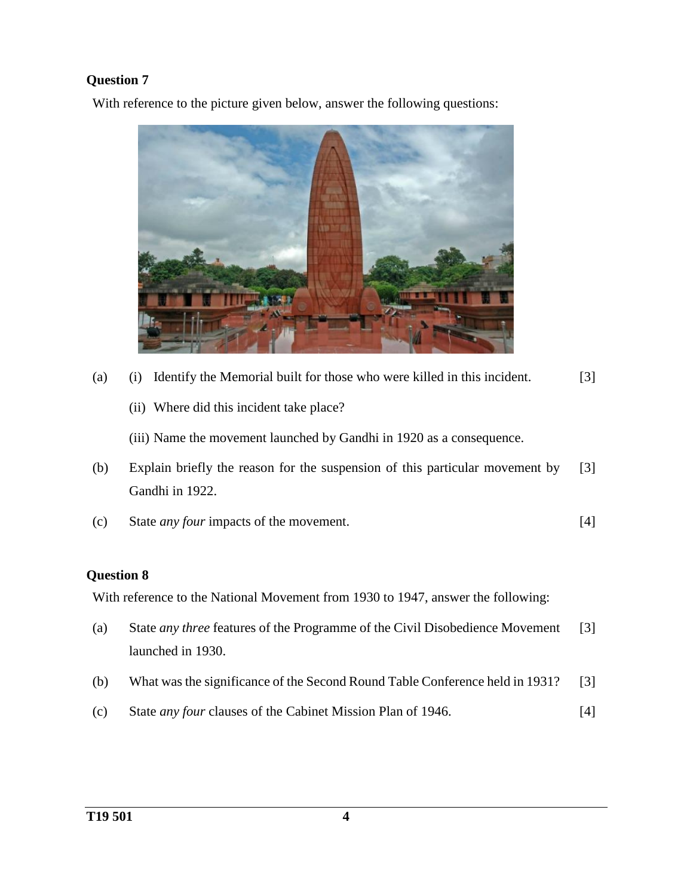**Question 7**

With reference to the picture given below, answer the following questions:

(a) (i) Identify the Memorial built for those who were killed in this incident. [3]

(ii) Where did this incident take place?

(iii) Name the movement launched by Gandhi in 1920 as a consequence.

(b) Explain briefly the reason for the suspension of this particular movement by Gandhi in 1922. [3]

(c) State *any four* impacts of the movement. [4]

**Question 8**

With reference to the National Movement from 1930 to 1947, answer the following:

(a) State *any three* features of the Programme of the Civil Disobedience Movement launched in 1930. [3]

(b) What was the significance of the Second Round Table Conference held in 1931? [3]

(c) State *any four* clauses of the Cabinet Mission Plan of 1946. [4]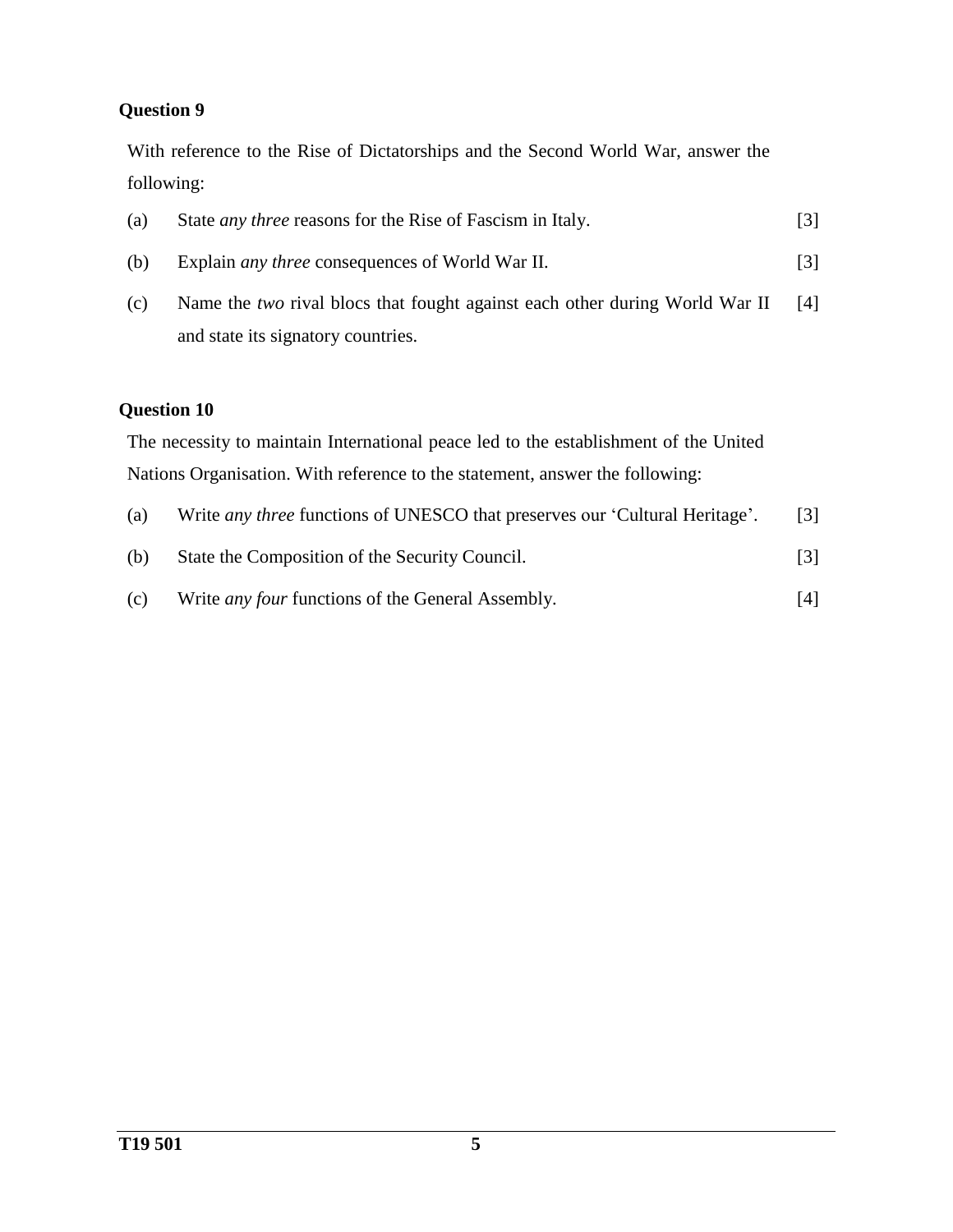**Question 9**

With reference to the Rise of Dictatorships and the Second World War, answer the following:

(a) State *any three* reasons for the Rise of Fascism in Italy. [3]

(b) Explain *any three* consequences of World War II. [3]

(c) Name the *two* rival blocs that fought against each other during World War II and state its signatory countries. [4]

**Question 10**

The necessity to maintain International peace led to the establishment of the United Nations Organisation. With reference to the statement, answer the following:

(a) Write *any three* functions of UNESCO that preserves our 'Cultural Heritage'. [3]

(b) State the Composition of the Security Council. [3]

(c) Write *any four* functions of the General Assembly. [4]